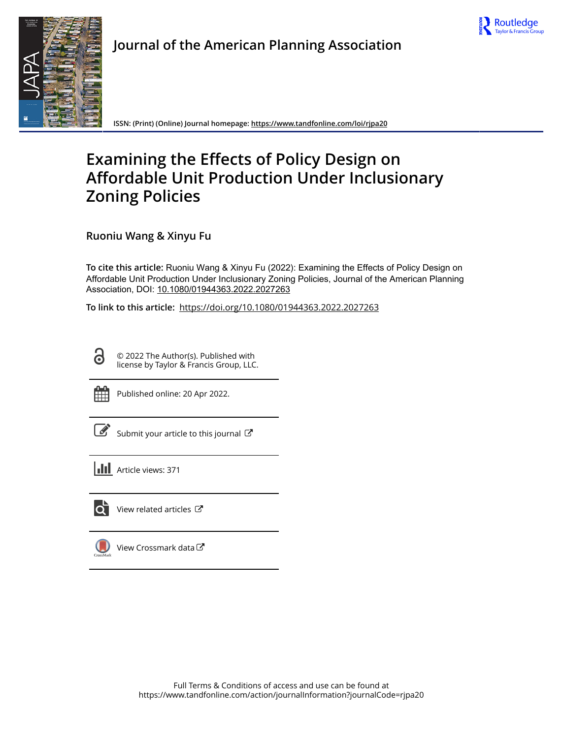Journal of the American Planning Association

ISSN: (Print) (Online) Journal homepage: https://www.tandfonline.com/loi/rjpa20

# Examining the Effects of Policy Design on Affordable Unit Production Under Inclusionary Zoning Policies

**Ruoniu Wang & Xinyu Fu**

**To cite this article:** Ruoniu Wang & Xinyu Fu (2022): Examining the Effects of Policy Design on Affordable Unit Production Under Inclusionary Zoning Policies, Journal of the American Planning Association, DOI: 10.1080/01944363.2022.2027263

**To link to this article:** https://doi.org/10.1080/01944363.2022.2027263

© 2022 The Author(s). Published with license by Taylor & Francis Group, LLC.

Published online: 20 Apr 2022.

Submit your article to this journal

Article views: 371

View related articles

View Crossmark data

Full Terms & Conditions of access and use can be found at https://www.tandfonline.com/action/journalInformation?journalCode=rjpa20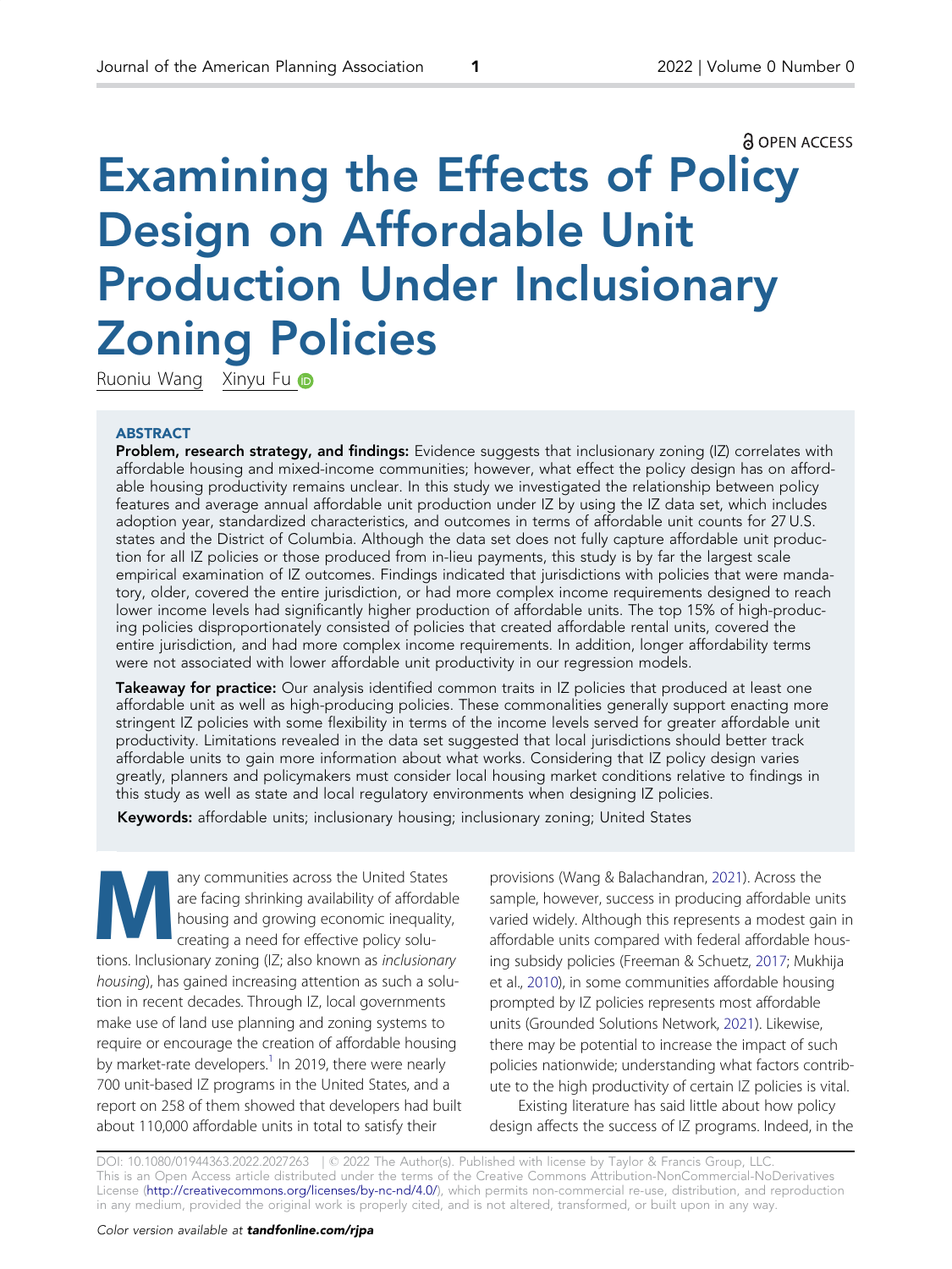OPEN ACCESS

# Examining the Effects of Policy Design on Affordable Unit Production Under Inclusionary Zoning Policies

Ruoniu Wang   Xinyu Fu

## ABSTRACT

**Problem, research strategy, and findings:** Evidence suggests that inclusionary zoning (IZ) correlates with affordable housing and mixed-income communities; however, what effect the policy design has on affordable housing productivity remains unclear. In this study we investigated the relationship between policy features and average annual affordable unit production under IZ by using the IZ data set, which includes adoption year, standardized characteristics, and outcomes in terms of affordable unit counts for 27 U.S. states and the District of Columbia. Although the data set does not fully capture affordable unit production for all IZ policies or those produced from in-lieu payments, this study is by far the largest scale empirical examination of IZ outcomes. Findings indicated that jurisdictions with policies that were mandatory, older, covered the entire jurisdiction, or had more complex income requirements designed to reach lower income levels had significantly higher production of affordable units. The top 15% of high-producing policies disproportionately consisted of policies that created affordable rental units, covered the entire jurisdiction, and had more complex income requirements. In addition, longer affordability terms were not associated with lower affordable unit productivity in our regression models.

**Takeaway for practice:** Our analysis identified common traits in IZ policies that produced at least one affordable unit as well as high-producing policies. These commonalities generally support enacting more stringent IZ policies with some flexibility in terms of the income levels served for greater affordable unit productivity. Limitations revealed in the data set suggested that local jurisdictions should better track affordable units to gain more information about what works. Considering that IZ policy design varies greatly, planners and policymakers must consider local housing market conditions relative to findings in this study as well as state and local regulatory environments when designing IZ policies.

**Keywords:** affordable units; inclusionary housing; inclusionary zoning; United States

Many communities across the United States are facing shrinking availability of affordable housing and growing economic inequality, creating a need for effective policy solutions. Inclusionary zoning (IZ; also known as *inclusionary housing*), has gained increasing attention as such a solution in recent decades. Through IZ, local governments make use of land use planning and zoning systems to require or encourage the creation of affordable housing by market-rate developers.[1] In 2019, there were nearly 700 unit-based IZ programs in the United States, and a report on 258 of them showed that developers had built about 110,000 affordable units in total to satisfy their provisions (Wang & Balachandran, 2021). Across the sample, however, success in producing affordable units varied widely. Although this represents a modest gain in affordable units compared with federal affordable housing subsidy policies (Freeman & Schuetz, 2017; Mukhija et al., 2010), in some communities affordable housing prompted by IZ policies represents most affordable units (Grounded Solutions Network, 2021). Likewise, there may be potential to increase the impact of such policies nationwide; understanding what factors contribute to the high productivity of certain IZ policies is vital.

Existing literature has said little about how policy design affects the success of IZ programs. Indeed, in the

DOI: 10.1080/01944363.2022.2027263 | © 2022 The Author(s). Published with license by Taylor & Francis Group, LLC.
This is an Open Access article distributed under the terms of the Creative Commons Attribution-NonCommercial-NoDerivatives License (http://creativecommons.org/licenses/by-nc-nd/4.0/), which permits non-commercial re-use, distribution, and reproduction in any medium, provided the original work is properly cited, and is not altered, transformed, or built upon in any way.

Color version available at tandfonline.com/rjpa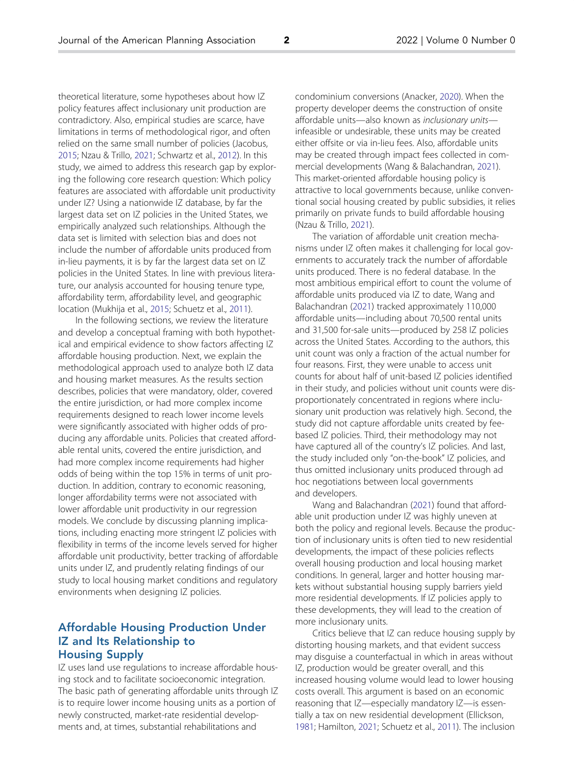theoretical literature, some hypotheses about how IZ policy features affect inclusionary unit production are contradictory. Also, empirical studies are scarce, have limitations in terms of methodological rigor, and often relied on the same small number of policies (Jacobus, 2015; Nzau & Trillo, 2021; Schwartz et al., 2012). In this study, we aimed to address this research gap by exploring the following core research question: Which policy features are associated with affordable unit productivity under IZ? Using a nationwide IZ database, by far the largest data set on IZ policies in the United States, we empirically analyzed such relationships. Although the data set is limited with selection bias and does not include the number of affordable units produced from in-lieu payments, it is by far the largest data set on IZ policies in the United States. In line with previous literature, our analysis accounted for housing tenure type, affordability term, affordability level, and geographic location (Mukhija et al., 2015; Schuetz et al., 2011).

In the following sections, we review the literature and develop a conceptual framing with both hypothetical and empirical evidence to show factors affecting IZ affordable housing production. Next, we explain the methodological approach used to analyze both IZ data and housing market measures. As the results section describes, policies that were mandatory, older, covered the entire jurisdiction, or had more complex income requirements designed to reach lower income levels were significantly associated with higher odds of producing any affordable units. Policies that created affordable rental units, covered the entire jurisdiction, and had more complex income requirements had higher odds of being within the top 15% in terms of unit production. In addition, contrary to economic reasoning, longer affordability terms were not associated with lower affordable unit productivity in our regression models. We conclude by discussing planning implications, including enacting more stringent IZ policies with flexibility in terms of the income levels served for higher affordable unit productivity, better tracking of affordable units under IZ, and prudently relating findings of our study to local housing market conditions and regulatory environments when designing IZ policies.

## Affordable Housing Production Under IZ and Its Relationship to Housing Supply

IZ uses land use regulations to increase affordable housing stock and to facilitate socioeconomic integration. The basic path of generating affordable units through IZ is to require lower income housing units as a portion of newly constructed, market-rate residential developments and, at times, substantial rehabilitations and condominium conversions (Anacker, 2020). When the property developer deems the construction of onsite affordable units—also known as *inclusionary units*—infeasible or undesirable, these units may be created either offsite or via in-lieu fees. Also, affordable units may be created through impact fees collected in commercial developments (Wang & Balachandran, 2021). This market-oriented affordable housing policy is attractive to local governments because, unlike conventional social housing created by public subsidies, it relies primarily on private funds to build affordable housing (Nzau & Trillo, 2021).

The variation of affordable unit creation mechanisms under IZ often makes it challenging for local governments to accurately track the number of affordable units produced. There is no federal database. In the most ambitious empirical effort to count the volume of affordable units produced via IZ to date, Wang and Balachandran (2021) tracked approximately 110,000 affordable units—including about 70,500 rental units and 31,500 for-sale units—produced by 258 IZ policies across the United States. According to the authors, this unit count was only a fraction of the actual number for four reasons. First, they were unable to access unit counts for about half of unit-based IZ policies identified in their study, and policies without unit counts were disproportionately concentrated in regions where inclusionary unit production was relatively high. Second, the study did not capture affordable units created by fee-based IZ policies. Third, their methodology may not have captured all of the country's IZ policies. And last, the study included only "on-the-book" IZ policies, and thus omitted inclusionary units produced through ad hoc negotiations between local governments and developers.

Wang and Balachandran (2021) found that affordable unit production under IZ was highly uneven at both the policy and regional levels. Because the production of inclusionary units is often tied to new residential developments, the impact of these policies reflects overall housing production and local housing market conditions. In general, larger and hotter housing markets without substantial housing supply barriers yield more residential developments. If IZ policies apply to these developments, they will lead to the creation of more inclusionary units.

Critics believe that IZ can reduce housing supply by distorting housing markets, and that evident success may disguise a counterfactual in which in areas without IZ, production would be greater overall, and this increased housing volume would lead to lower housing costs overall. This argument is based on an economic reasoning that IZ—especially mandatory IZ—is essentially a tax on new residential development (Ellickson, 1981; Hamilton, 2021; Schuetz et al., 2011). The inclusion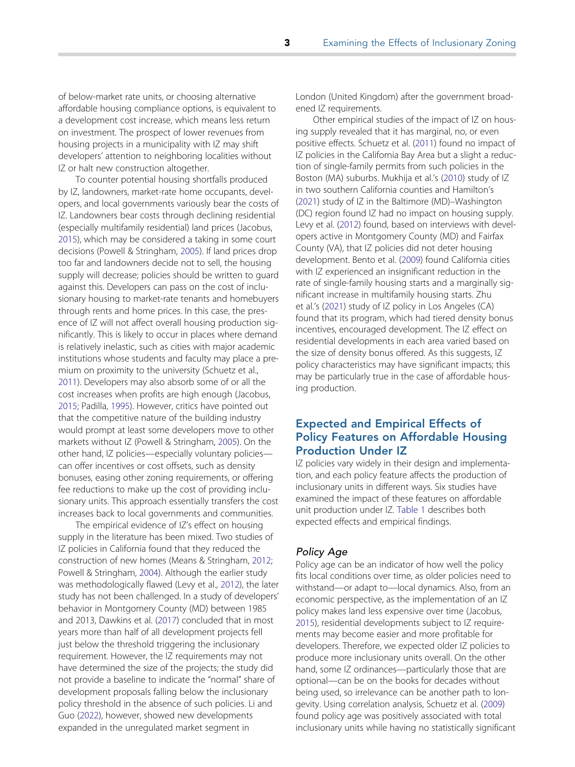of below-market rate units, or choosing alternative affordable housing compliance options, is equivalent to a development cost increase, which means less return on investment. The prospect of lower revenues from housing projects in a municipality with IZ may shift developers' attention to neighboring localities without IZ or halt new construction altogether.

To counter potential housing shortfalls produced by IZ, landowners, market-rate home occupants, developers, and local governments variously bear the costs of IZ. Landowners bear costs through declining residential (especially multifamily residential) land prices (Jacobus, 2015), which may be considered a taking in some court decisions (Powell & Stringham, 2005). If land prices drop too far and landowners decide not to sell, the housing supply will decrease; policies should be written to guard against this. Developers can pass on the cost of inclusionary housing to market-rate tenants and homebuyers through rents and home prices. In this case, the presence of IZ will not affect overall housing production significantly. This is likely to occur in places where demand is relatively inelastic, such as cities with major academic institutions whose students and faculty may place a premium on proximity to the university (Schuetz et al., 2011). Developers may also absorb some of or all the cost increases when profits are high enough (Jacobus, 2015; Padilla, 1995). However, critics have pointed out that the competitive nature of the building industry would prompt at least some developers move to other markets without IZ (Powell & Stringham, 2005). On the other hand, IZ policies—especially voluntary policies—can offer incentives or cost offsets, such as density bonuses, easing other zoning requirements, or offering fee reductions to make up the cost of providing inclusionary units. This approach essentially transfers the cost increases back to local governments and communities.

The empirical evidence of IZ's effect on housing supply in the literature has been mixed. Two studies of IZ policies in California found that they reduced the construction of new homes (Means & Stringham, 2012; Powell & Stringham, 2004). Although the earlier study was methodologically flawed (Levy et al., 2012), the later study has not been challenged. In a study of developers' behavior in Montgomery County (MD) between 1985 and 2013, Dawkins et al. (2017) concluded that in most years more than half of all development projects fell just below the threshold triggering the inclusionary requirement. However, the IZ requirements may not have determined the size of the projects; the study did not provide a baseline to indicate the "normal" share of development proposals falling below the inclusionary policy threshold in the absence of such policies. Li and Guo (2022), however, showed new developments expanded in the unregulated market segment in London (United Kingdom) after the government broadened IZ requirements.

Other empirical studies of the impact of IZ on housing supply revealed that it has marginal, no, or even positive effects. Schuetz et al. (2011) found no impact of IZ policies in the California Bay Area but a slight a reduction of single-family permits from such policies in the Boston (MA) suburbs. Mukhija et al.'s (2010) study of IZ in two southern California counties and Hamilton's (2021) study of IZ in the Baltimore (MD)–Washington (DC) region found IZ had no impact on housing supply. Levy et al. (2012) found, based on interviews with developers active in Montgomery County (MD) and Fairfax County (VA), that IZ policies did not deter housing development. Bento et al. (2009) found California cities with IZ experienced an insignificant reduction in the rate of single-family housing starts and a marginally significant increase in multifamily housing starts. Zhu et al.'s (2021) study of IZ policy in Los Angeles (CA) found that its program, which had tiered density bonus incentives, encouraged development. The IZ effect on residential developments in each area varied based on the size of density bonus offered. As this suggests, IZ policy characteristics may have significant impacts; this may be particularly true in the case of affordable housing production.

## Expected and Empirical Effects of Policy Features on Affordable Housing Production Under IZ

IZ policies vary widely in their design and implementation, and each policy feature affects the production of inclusionary units in different ways. Six studies have examined the impact of these features on affordable unit production under IZ. Table 1 describes both expected effects and empirical findings.

### *Policy Age*

Policy age can be an indicator of how well the policy fits local conditions over time, as older policies need to withstand—or adapt to—local dynamics. Also, from an economic perspective, as the implementation of an IZ policy makes land less expensive over time (Jacobus, 2015), residential developments subject to IZ requirements may become easier and more profitable for developers. Therefore, we expected older IZ policies to produce more inclusionary units overall. On the other hand, some IZ ordinances—particularly those that are optional—can be on the books for decades without being used, so irrelevance can be another path to longevity. Using correlation analysis, Schuetz et al. (2009) found policy age was positively associated with total inclusionary units while having no statistically significant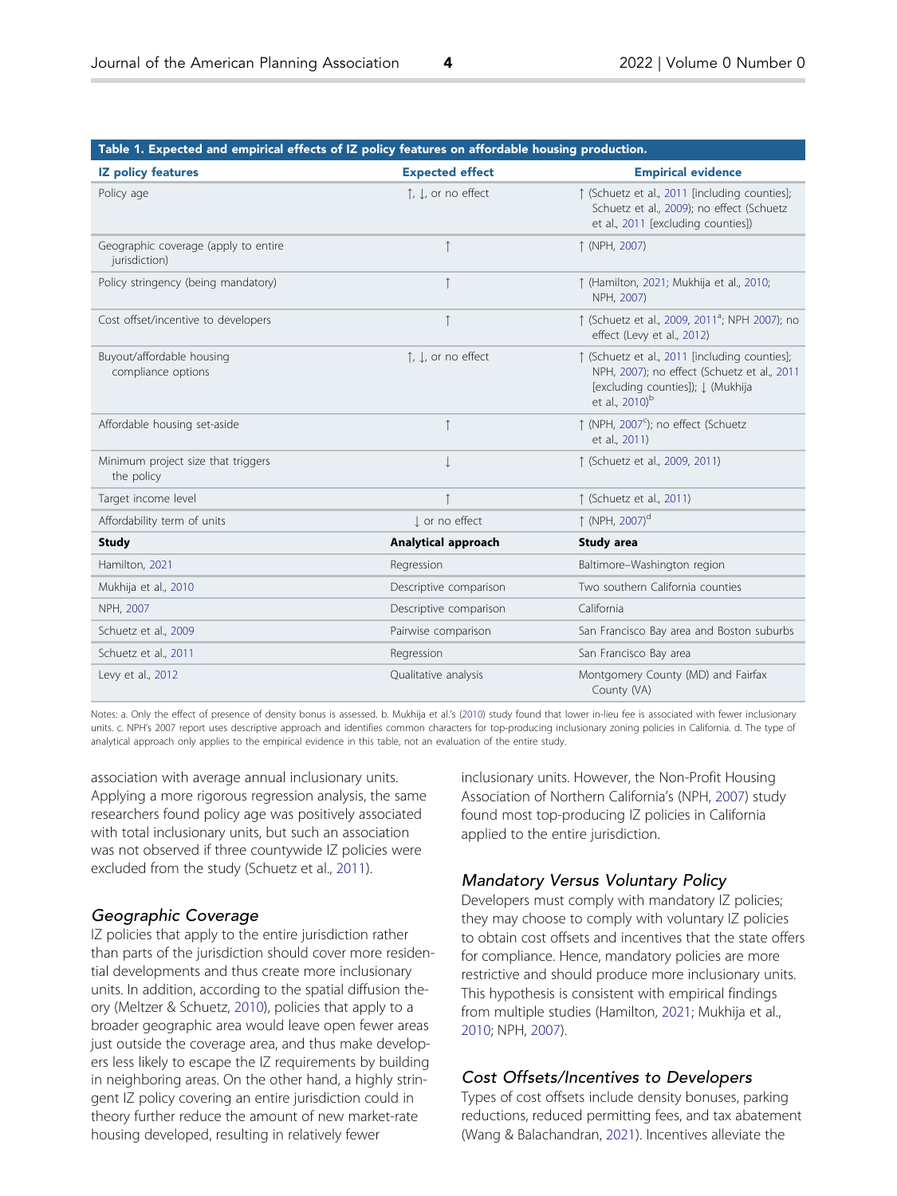**Table 1. Expected and empirical effects of IZ policy features on affordable housing production.**

| IZ policy features | Expected effect | Empirical evidence |
|---|---|---|
| Policy age | ↑, ↓, or no effect | ↑ (Schuetz et al., 2011 [including counties]; Schuetz et al., 2009); no effect (Schuetz et al., 2011 [excluding counties]) |
| Geographic coverage (apply to entire jurisdiction) | ↑ | ↑ (NPH, 2007) |
| Policy stringency (being mandatory) | ↑ | ↑ (Hamilton, 2021; Mukhija et al., 2010; NPH, 2007) |
| Cost offset/incentive to developers | ↑ | ↑ (Schuetz et al., 2009, 2011[a]; NPH 2007); no effect (Levy et al., 2012) |
| Buyout/affordable housing compliance options | ↑, ↓, or no effect | ↑ (Schuetz et al., 2011 [including counties]; NPH, 2007); no effect (Schuetz et al., 2011 [excluding counties]); ↓ (Mukhija et al., 2010)[b] |
| Affordable housing set-aside | ↑ | ↑ (NPH, 2007[c]); no effect (Schuetz et al., 2011) |
| Minimum project size that triggers the policy | ↓ | ↑ (Schuetz et al., 2009, 2011) |
| Target income level | ↑ | ↑ (Schuetz et al., 2011) |
| Affordability term of units | ↓ or no effect | ↑ (NPH, 2007)[d] |
| **Study** | **Analytical approach** | **Study area** |
| Hamilton, 2021 | Regression | Baltimore–Washington region |
| Mukhija et al., 2010 | Descriptive comparison | Two southern California counties |
| NPH, 2007 | Descriptive comparison | California |
| Schuetz et al., 2009 | Pairwise comparison | San Francisco Bay area and Boston suburbs |
| Schuetz et al., 2011 | Regression | San Francisco Bay area |
| Levy et al., 2012 | Qualitative analysis | Montgomery County (MD) and Fairfax County (VA) |

Notes: a. Only the effect of presence of density bonus is assessed. b. Mukhija et al.'s (2010) study found that lower in-lieu fee is associated with fewer inclusionary units. c. NPH's 2007 report uses descriptive approach and identifies common characters for top-producing inclusionary zoning policies in California. d. The type of analytical approach only applies to the empirical evidence in this table, not an evaluation of the entire study.

association with average annual inclusionary units. Applying a more rigorous regression analysis, the same researchers found policy age was positively associated with total inclusionary units, but such an association was not observed if three countywide IZ policies were excluded from the study (Schuetz et al., 2011).

### Geographic Coverage

IZ policies that apply to the entire jurisdiction rather than parts of the jurisdiction should cover more residential developments and thus create more inclusionary units. In addition, according to the spatial diffusion theory (Meltzer & Schuetz, 2010), policies that apply to a broader geographic area would leave open fewer areas just outside the coverage area, and thus make developers less likely to escape the IZ requirements by building in neighboring areas. On the other hand, a highly stringent IZ policy covering an entire jurisdiction could in theory further reduce the amount of new market-rate housing developed, resulting in relatively fewer inclusionary units. However, the Non-Profit Housing Association of Northern California's (NPH, 2007) study found most top-producing IZ policies in California applied to the entire jurisdiction.

### Mandatory Versus Voluntary Policy

Developers must comply with mandatory IZ policies; they may choose to comply with voluntary IZ policies to obtain cost offsets and incentives that the state offers for compliance. Hence, mandatory policies are more restrictive and should produce more inclusionary units. This hypothesis is consistent with empirical findings from multiple studies (Hamilton, 2021; Mukhija et al., 2010; NPH, 2007).

### Cost Offsets/Incentives to Developers

Types of cost offsets include density bonuses, parking reductions, reduced permitting fees, and tax abatement (Wang & Balachandran, 2021). Incentives alleviate the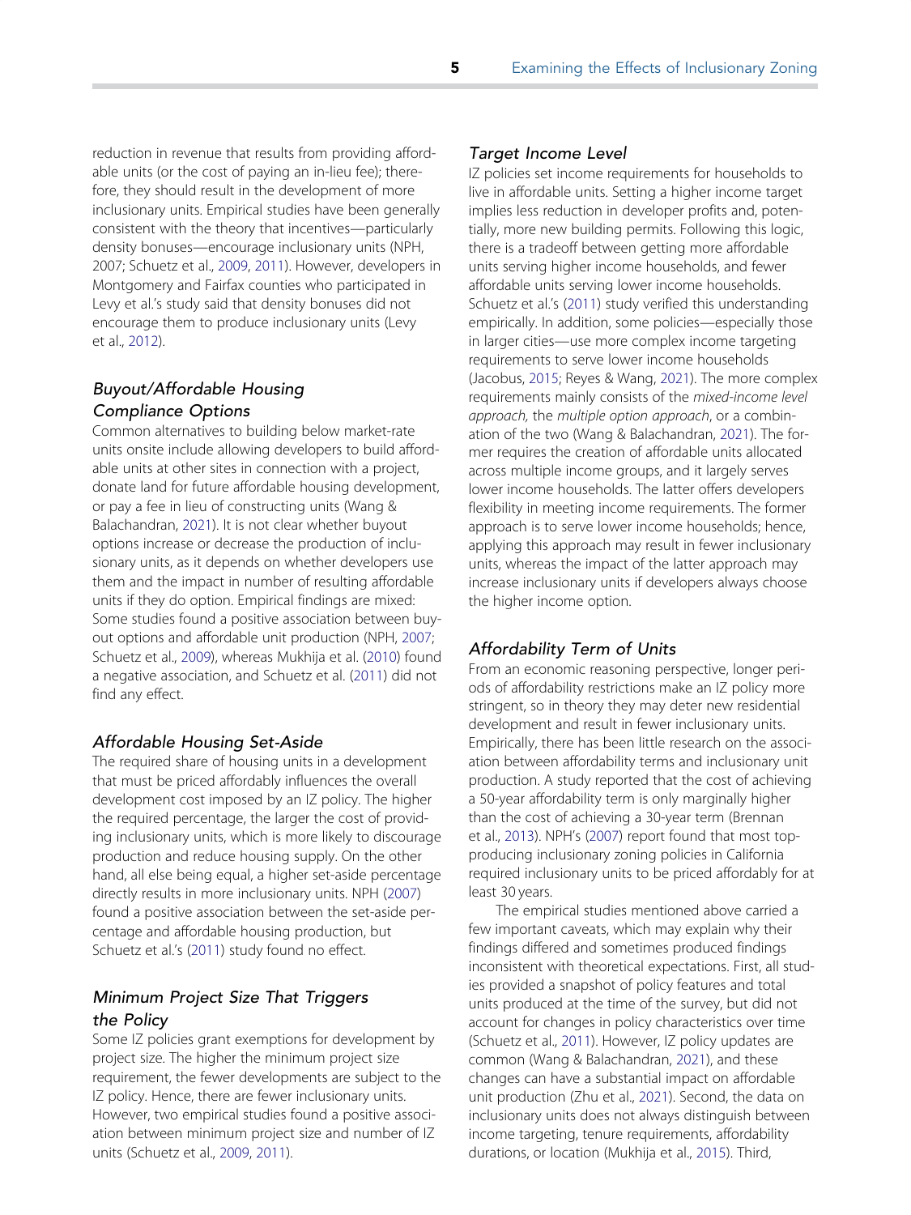reduction in revenue that results from providing affordable units (or the cost of paying an in-lieu fee); therefore, they should result in the development of more inclusionary units. Empirical studies have been generally consistent with the theory that incentives—particularly density bonuses—encourage inclusionary units (NPH, 2007; Schuetz et al., 2009, 2011). However, developers in Montgomery and Fairfax counties who participated in Levy et al.'s study said that density bonuses did not encourage them to produce inclusionary units (Levy et al., 2012).

### *Buyout/Affordable Housing Compliance Options*

Common alternatives to building below market-rate units onsite include allowing developers to build affordable units at other sites in connection with a project, donate land for future affordable housing development, or pay a fee in lieu of constructing units (Wang & Balachandran, 2021). It is not clear whether buyout options increase or decrease the production of inclusionary units, as it depends on whether developers use them and the impact in number of resulting affordable units if they do option. Empirical findings are mixed: Some studies found a positive association between buyout options and affordable unit production (NPH, 2007; Schuetz et al., 2009), whereas Mukhija et al. (2010) found a negative association, and Schuetz et al. (2011) did not find any effect.

### *Affordable Housing Set-Aside*

The required share of housing units in a development that must be priced affordably influences the overall development cost imposed by an IZ policy. The higher the required percentage, the larger the cost of providing inclusionary units, which is more likely to discourage production and reduce housing supply. On the other hand, all else being equal, a higher set-aside percentage directly results in more inclusionary units. NPH (2007) found a positive association between the set-aside percentage and affordable housing production, but Schuetz et al.'s (2011) study found no effect.

### *Minimum Project Size That Triggers the Policy*

Some IZ policies grant exemptions for development by project size. The higher the minimum project size requirement, the fewer developments are subject to the IZ policy. Hence, there are fewer inclusionary units. However, two empirical studies found a positive association between minimum project size and number of IZ units (Schuetz et al., 2009, 2011).

### *Target Income Level*

IZ policies set income requirements for households to live in affordable units. Setting a higher income target implies less reduction in developer profits and, potentially, more new building permits. Following this logic, there is a tradeoff between getting more affordable units serving higher income households, and fewer affordable units serving lower income households. Schuetz et al.'s (2011) study verified this understanding empirically. In addition, some policies—especially those in larger cities—use more complex income targeting requirements to serve lower income households (Jacobus, 2015; Reyes & Wang, 2021). The more complex requirements mainly consists of the *mixed-income level approach,* the *multiple option approach*, or a combination of the two (Wang & Balachandran, 2021). The former requires the creation of affordable units allocated across multiple income groups, and it largely serves lower income households. The latter offers developers flexibility in meeting income requirements. The former approach is to serve lower income households; hence, applying this approach may result in fewer inclusionary units, whereas the impact of the latter approach may increase inclusionary units if developers always choose the higher income option.

### *Affordability Term of Units*

From an economic reasoning perspective, longer periods of affordability restrictions make an IZ policy more stringent, so in theory they may deter new residential development and result in fewer inclusionary units. Empirically, there has been little research on the association between affordability terms and inclusionary unit production. A study reported that the cost of achieving a 50-year affordability term is only marginally higher than the cost of achieving a 30-year term (Brennan et al., 2013). NPH's (2007) report found that most top-producing inclusionary zoning policies in California required inclusionary units to be priced affordably for at least 30 years.

The empirical studies mentioned above carried a few important caveats, which may explain why their findings differed and sometimes produced findings inconsistent with theoretical expectations. First, all studies provided a snapshot of policy features and total units produced at the time of the survey, but did not account for changes in policy characteristics over time (Schuetz et al., 2011). However, IZ policy updates are common (Wang & Balachandran, 2021), and these changes can have a substantial impact on affordable unit production (Zhu et al., 2021). Second, the data on inclusionary units does not always distinguish between income targeting, tenure requirements, affordability durations, or location (Mukhija et al., 2015). Third,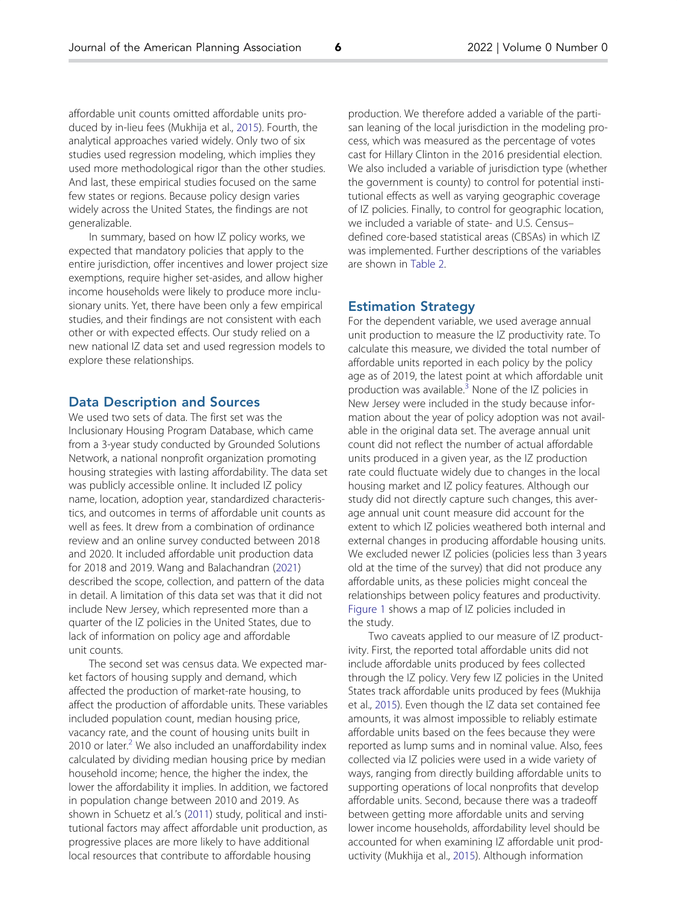affordable unit counts omitted affordable units produced by in-lieu fees (Mukhija et al., 2015). Fourth, the analytical approaches varied widely. Only two of six studies used regression modeling, which implies they used more methodological rigor than the other studies. And last, these empirical studies focused on the same few states or regions. Because policy design varies widely across the United States, the findings are not generalizable.

In summary, based on how IZ policy works, we expected that mandatory policies that apply to the entire jurisdiction, offer incentives and lower project size exemptions, require higher set-asides, and allow higher income households were likely to produce more inclusionary units. Yet, there have been only a few empirical studies, and their findings are not consistent with each other or with expected effects. Our study relied on a new national IZ data set and used regression models to explore these relationships.

## Data Description and Sources

We used two sets of data. The first set was the Inclusionary Housing Program Database, which came from a 3-year study conducted by Grounded Solutions Network, a national nonprofit organization promoting housing strategies with lasting affordability. The data set was publicly accessible online. It included IZ policy name, location, adoption year, standardized characteristics, and outcomes in terms of affordable unit counts as well as fees. It drew from a combination of ordinance review and an online survey conducted between 2018 and 2020. It included affordable unit production data for 2018 and 2019. Wang and Balachandran (2021) described the scope, collection, and pattern of the data in detail. A limitation of this data set was that it did not include New Jersey, which represented more than a quarter of the IZ policies in the United States, due to lack of information on policy age and affordable unit counts.

The second set was census data. We expected market factors of housing supply and demand, which affected the production of market-rate housing, to affect the production of affordable units. These variables included population count, median housing price, vacancy rate, and the count of housing units built in 2010 or later.[2] We also included an unaffordability index calculated by dividing median housing price by median household income; hence, the higher the index, the lower the affordability it implies. In addition, we factored in population change between 2010 and 2019. As shown in Schuetz et al.'s (2011) study, political and institutional factors may affect affordable unit production, as progressive places are more likely to have additional local resources that contribute to affordable housing production. We therefore added a variable of the partisan leaning of the local jurisdiction in the modeling process, which was measured as the percentage of votes cast for Hillary Clinton in the 2016 presidential election. We also included a variable of jurisdiction type (whether the government is county) to control for potential institutional effects as well as varying geographic coverage of IZ policies. Finally, to control for geographic location, we included a variable of state- and U.S. Census–defined core-based statistical areas (CBSAs) in which IZ was implemented. Further descriptions of the variables are shown in Table 2.

## Estimation Strategy

For the dependent variable, we used average annual unit production to measure the IZ productivity rate. To calculate this measure, we divided the total number of affordable units reported in each policy by the policy age as of 2019, the latest point at which affordable unit production was available.[3] None of the IZ policies in New Jersey were included in the study because information about the year of policy adoption was not available in the original data set. The average annual unit count did not reflect the number of actual affordable units produced in a given year, as the IZ production rate could fluctuate widely due to changes in the local housing market and IZ policy features. Although our study did not directly capture such changes, this average annual unit count measure did account for the extent to which IZ policies weathered both internal and external changes in producing affordable housing units. We excluded newer IZ policies (policies less than 3 years old at the time of the survey) that did not produce any affordable units, as these policies might conceal the relationships between policy features and productivity. Figure 1 shows a map of IZ policies included in the study.

Two caveats applied to our measure of IZ productivity. First, the reported total affordable units did not include affordable units produced by fees collected through the IZ policy. Very few IZ policies in the United States track affordable units produced by fees (Mukhija et al., 2015). Even though the IZ data set contained fee amounts, it was almost impossible to reliably estimate affordable units based on the fees because they were reported as lump sums and in nominal value. Also, fees collected via IZ policies were used in a wide variety of ways, ranging from directly building affordable units to supporting operations of local nonprofits that develop affordable units. Second, because there was a tradeoff between getting more affordable units and serving lower income households, affordability level should be accounted for when examining IZ affordable unit productivity (Mukhija et al., 2015). Although information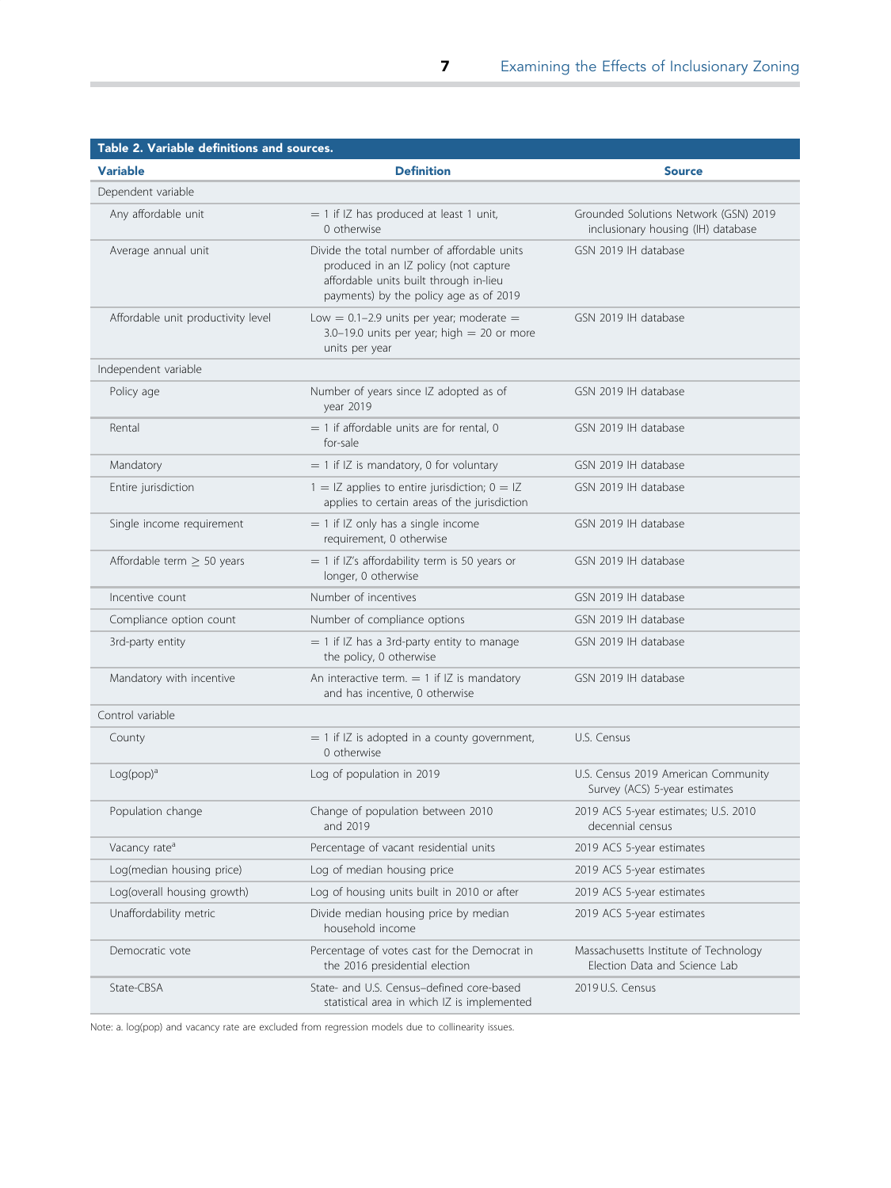**Table 2. Variable definitions and sources.**

| Variable | Definition | Source |
|---|---|---|
| Dependent variable | | |
| Any affordable unit | = 1 if IZ has produced at least 1 unit, 0 otherwise | Grounded Solutions Network (GSN) 2019 inclusionary housing (IH) database |
| Average annual unit | Divide the total number of affordable units produced in an IZ policy (not capture affordable units built through in-lieu payments) by the policy age as of 2019 | GSN 2019 IH database |
| Affordable unit productivity level | Low = 0.1–2.9 units per year; moderate = 3.0–19.0 units per year; high = 20 or more units per year | GSN 2019 IH database |
| Independent variable | | |
| Policy age | Number of years since IZ adopted as of year 2019 | GSN 2019 IH database |
| Rental | = 1 if affordable units are for rental, 0 for-sale | GSN 2019 IH database |
| Mandatory | = 1 if IZ is mandatory, 0 for voluntary | GSN 2019 IH database |
| Entire jurisdiction | 1 = IZ applies to entire jurisdiction; 0 = IZ applies to certain areas of the jurisdiction | GSN 2019 IH database |
| Single income requirement | = 1 if IZ only has a single income requirement, 0 otherwise | GSN 2019 IH database |
| Affordable term $\geq$ 50 years | = 1 if IZ's affordability term is 50 years or longer, 0 otherwise | GSN 2019 IH database |
| Incentive count | Number of incentives | GSN 2019 IH database |
| Compliance option count | Number of compliance options | GSN 2019 IH database |
| 3rd-party entity | = 1 if IZ has a 3rd-party entity to manage the policy, 0 otherwise | GSN 2019 IH database |
| Mandatory with incentive | An interactive term. = 1 if IZ is mandatory and has incentive, 0 otherwise | GSN 2019 IH database |
| Control variable | | |
| County | = 1 if IZ is adopted in a county government, 0 otherwise | U.S. Census |
| Log(pop)[a] | Log of population in 2019 | U.S. Census 2019 American Community Survey (ACS) 5-year estimates |
| Population change | Change of population between 2010 and 2019 | 2019 ACS 5-year estimates; U.S. 2010 decennial census |
| Vacancy rate[a] | Percentage of vacant residential units | 2019 ACS 5-year estimates |
| Log(median housing price) | Log of median housing price | 2019 ACS 5-year estimates |
| Log(overall housing growth) | Log of housing units built in 2010 or after | 2019 ACS 5-year estimates |
| Unaffordability metric | Divide median housing price by median household income | 2019 ACS 5-year estimates |
| Democratic vote | Percentage of votes cast for the Democrat in the 2016 presidential election | Massachusetts Institute of Technology Election Data and Science Lab |
| State-CBSA | State- and U.S. Census–defined core-based statistical area in which IZ is implemented | 2019 U.S. Census |

Note: a. log(pop) and vacancy rate are excluded from regression models due to collinearity issues.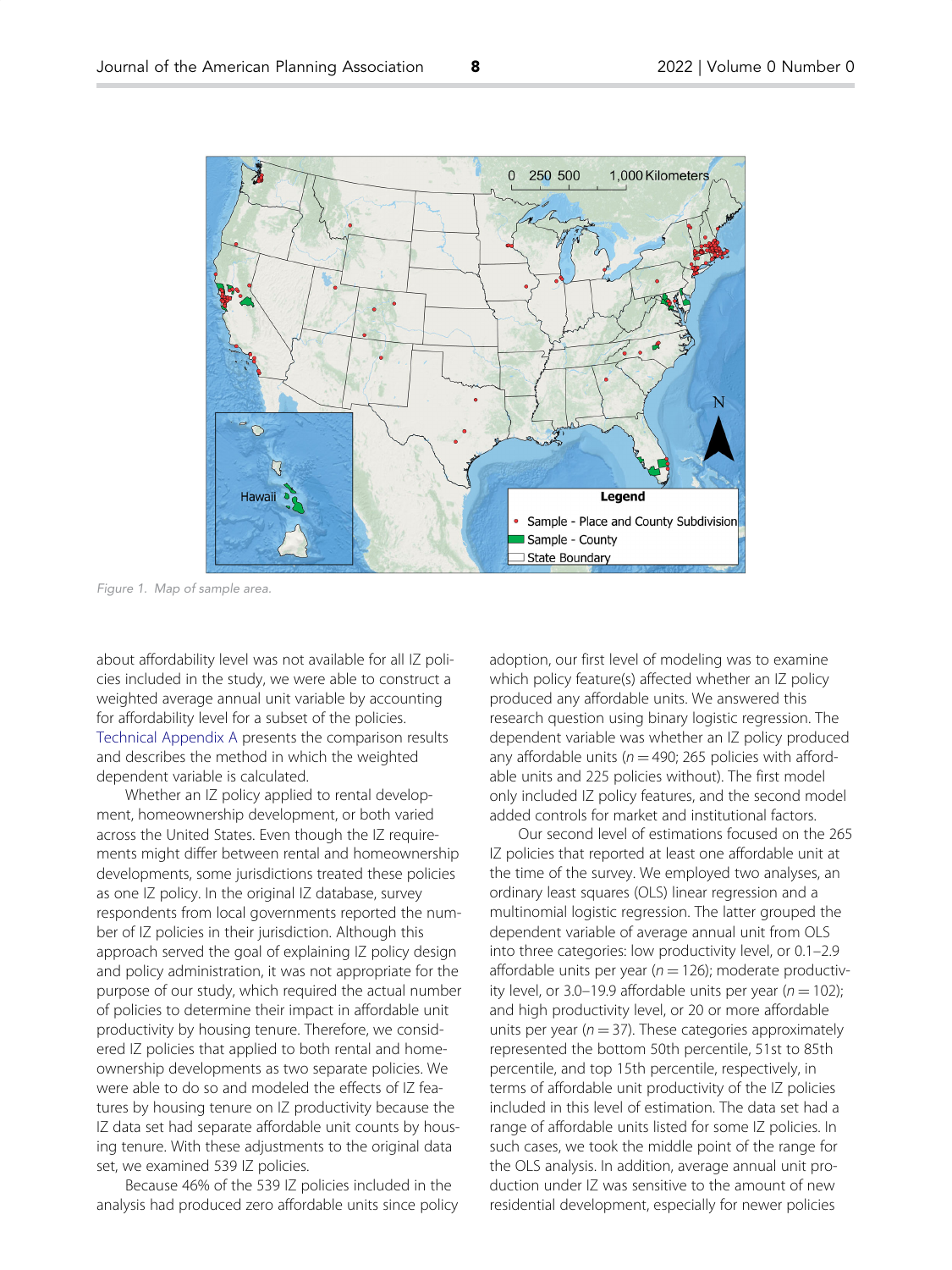Figure 1. Map of sample area.

about affordability level was not available for all IZ policies included in the study, we were able to construct a weighted average annual unit variable by accounting for affordability level for a subset of the policies. Technical Appendix A presents the comparison results and describes the method in which the weighted dependent variable is calculated.

Whether an IZ policy applied to rental development, homeownership development, or both varied across the United States. Even though the IZ requirements might differ between rental and homeownership developments, some jurisdictions treated these policies as one IZ policy. In the original IZ database, survey respondents from local governments reported the number of IZ policies in their jurisdiction. Although this approach served the goal of explaining IZ policy design and policy administration, it was not appropriate for the purpose of our study, which required the actual number of policies to determine their impact in affordable unit productivity by housing tenure. Therefore, we considered IZ policies that applied to both rental and homeownership developments as two separate policies. We were able to do so and modeled the effects of IZ features by housing tenure on IZ productivity because the IZ data set had separate affordable unit counts by housing tenure. With these adjustments to the original data set, we examined 539 IZ policies.

Because 46% of the 539 IZ policies included in the analysis had produced zero affordable units since policy adoption, our first level of modeling was to examine which policy feature(s) affected whether an IZ policy produced any affordable units. We answered this research question using binary logistic regression. The dependent variable was whether an IZ policy produced any affordable units ($n = 490$; 265 policies with affordable units and 225 policies without). The first model only included IZ policy features, and the second model added controls for market and institutional factors.

Our second level of estimations focused on the 265 IZ policies that reported at least one affordable unit at the time of the survey. We employed two analyses, an ordinary least squares (OLS) linear regression and a multinomial logistic regression. The latter grouped the dependent variable of average annual unit from OLS into three categories: low productivity level, or 0.1–2.9 affordable units per year ($n = 126$); moderate productivity level, or 3.0–19.9 affordable units per year ($n = 102$); and high productivity level, or 20 or more affordable units per year ($n = 37$). These categories approximately represented the bottom 50th percentile, 51st to 85th percentile, and top 15th percentile, respectively, in terms of affordable unit productivity of the IZ policies included in this level of estimation. The data set had a range of affordable units listed for some IZ policies. In such cases, we took the middle point of the range for the OLS analysis. In addition, average annual unit production under IZ was sensitive to the amount of new residential development, especially for newer policies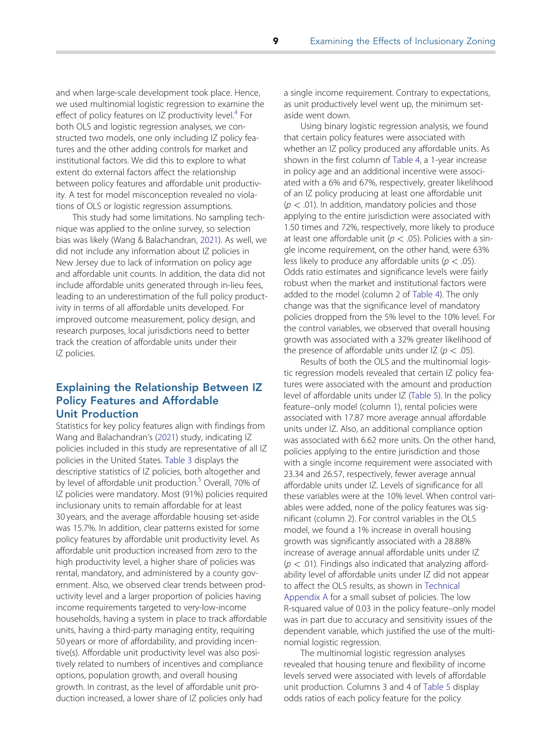and when large-scale development took place. Hence, we used multinomial logistic regression to examine the effect of policy features on IZ productivity level.[4] For both OLS and logistic regression analyses, we constructed two models, one only including IZ policy features and the other adding controls for market and institutional factors. We did this to explore to what extent do external factors affect the relationship between policy features and affordable unit productivity. A test for model misconception revealed no violations of OLS or logistic regression assumptions.

This study had some limitations. No sampling technique was applied to the online survey, so selection bias was likely (Wang & Balachandran, 2021). As well, we did not include any information about IZ policies in New Jersey due to lack of information on policy age and affordable unit counts. In addition, the data did not include affordable units generated through in-lieu fees, leading to an underestimation of the full policy productivity in terms of all affordable units developed. For improved outcome measurement, policy design, and research purposes, local jurisdictions need to better track the creation of affordable units under their IZ policies.

## Explaining the Relationship Between IZ Policy Features and Affordable Unit Production

Statistics for key policy features align with findings from Wang and Balachandran's (2021) study, indicating IZ policies included in this study are representative of all IZ policies in the United States. Table 3 displays the descriptive statistics of IZ policies, both altogether and by level of affordable unit production.[5] Overall, 70% of IZ policies were mandatory. Most (91%) policies required inclusionary units to remain affordable for at least 30 years, and the average affordable housing set-aside was 15.7%. In addition, clear patterns existed for some policy features by affordable unit productivity level. As affordable unit production increased from zero to the high productivity level, a higher share of policies was rental, mandatory, and administered by a county government. Also, we observed clear trends between productivity level and a larger proportion of policies having income requirements targeted to very-low-income households, having a system in place to track affordable units, having a third-party managing entity, requiring 50 years or more of affordability, and providing incentive(s). Affordable unit productivity level was also positively related to numbers of incentives and compliance options, population growth, and overall housing growth. In contrast, as the level of affordable unit production increased, a lower share of IZ policies only had a single income requirement. Contrary to expectations, as unit productively level went up, the minimum set-aside went down.

Using binary logistic regression analysis, we found that certain policy features were associated with whether an IZ policy produced any affordable units. As shown in the first column of Table 4, a 1-year increase in policy age and an additional incentive were associated with a 6% and 67%, respectively, greater likelihood of an IZ policy producing at least one affordable unit ($p < .01$). In addition, mandatory policies and those applying to the entire jurisdiction were associated with 1.50 times and 72%, respectively, more likely to produce at least one affordable unit ($p < .05$). Policies with a single income requirement, on the other hand, were 63% less likely to produce any affordable units ($p < .05$). Odds ratio estimates and significance levels were fairly robust when the market and institutional factors were added to the model (column 2 of Table 4). The only change was that the significance level of mandatory policies dropped from the 5% level to the 10% level. For the control variables, we observed that overall housing growth was associated with a 32% greater likelihood of the presence of affordable units under IZ ($p < .05$).

Results of both the OLS and the multinomial logistic regression models revealed that certain IZ policy features were associated with the amount and production level of affordable units under IZ (Table 5). In the policy feature–only model (column 1), rental policies were associated with 17.87 more average annual affordable units under IZ. Also, an additional compliance option was associated with 6.62 more units. On the other hand, policies applying to the entire jurisdiction and those with a single income requirement were associated with 23.34 and 26.57, respectively, fewer average annual affordable units under IZ. Levels of significance for all these variables were at the 10% level. When control variables were added, none of the policy features was significant (column 2). For control variables in the OLS model, we found a 1% increase in overall housing growth was significantly associated with a 28.88% increase of average annual affordable units under IZ ($p < .01$). Findings also indicated that analyzing affordability level of affordable units under IZ did not appear to affect the OLS results, as shown in Technical Appendix A for a small subset of policies. The low R-squared value of 0.03 in the policy feature–only model was in part due to accuracy and sensitivity issues of the dependent variable, which justified the use of the multinomial logistic regression.

The multinomial logistic regression analyses revealed that housing tenure and flexibility of income levels served were associated with levels of affordable unit production. Columns 3 and 4 of Table 5 display odds ratios of each policy feature for the policy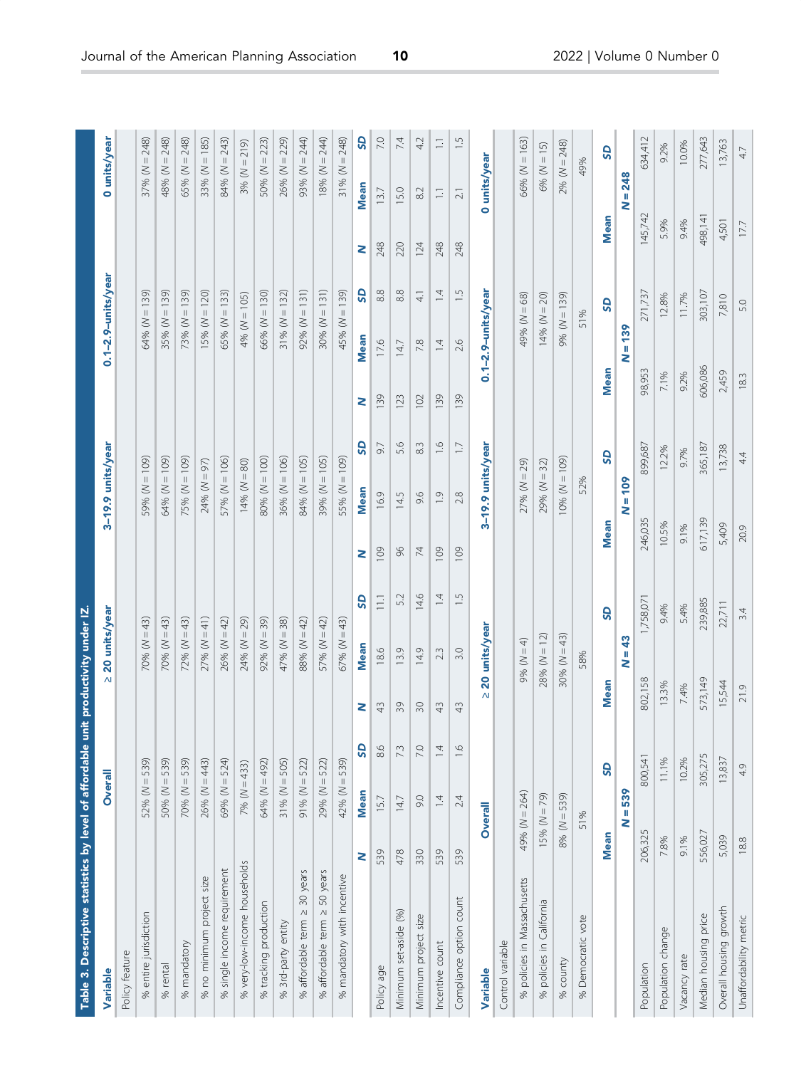**Table 3. Descriptive statistics by level of affordable unit productivity under IZ.**

| Variable | Overall | | | ≥ 20 units/year | | | 3–19.9 units/year | | | 0.1–2.9–units/year | | | 0 units/year | | |
|---|---|---|---|---|---|---|---|---|---|---|---|---|---|---|---|
| Policy feature | | | | | | | | | | | | | | | |
| % entire jurisdiction | 52% (N = 539) | | | 70% (N = 43) | | | 59% (N = 109) | | | 64% (N = 139) | | | 37% (N = 248) | | |
| % rental | 50% (N = 539) | | | 70% (N = 43) | | | 64% (N = 109) | | | 35% (N = 139) | | | 48% (N = 248) | | |
| % mandatory | 70% (N = 539) | | | 72% (N = 43) | | | 75% (N = 109) | | | 73% (N = 139) | | | 65% (N = 248) | | |
| % no minimum project size | 26% (N = 443) | | | 27% (N = 41) | | | 24% (N = 97) | | | 15% (N = 120) | | | 33% (N = 185) | | |
| % single income requirement | 69% (N = 524) | | | 26% (N = 42) | | | 57% (N = 106) | | | 65% (N = 133) | | | 84% (N = 243) | | |
| % very-low-income households | 7% (N = 433) | | | 24% (N = 29) | | | 14% (N = 80) | | | 4% (N = 105) | | | 3% (N = 219) | | |
| % tracking production | 64% (N = 492) | | | 92% (N = 39) | | | 80% (N = 100) | | | 66% (N = 130) | | | 50% (N = 223) | | |
| % 3rd-party entity | 31% (N = 505) | | | 47% (N = 38) | | | 36% (N = 106) | | | 31% (N = 132) | | | 26% (N = 229) | | |
| % affordable term ≥ 30 years | 91% (N = 522) | | | 88% (N = 42) | | | 84% (N = 105) | | | 92% (N = 131) | | | 93% (N = 244) | | |
| % affordable term ≥ 50 years | 29% (N = 522) | | | 57% (N = 42) | | | 39% (N = 105) | | | 30% (N = 131) | | | 18% (N = 244) | | |
| % mandatory with incentive | 42% (N = 539) | | | 67% (N = 43) | | | 55% (N = 109) | | | 45% (N = 139) | | | 31% (N = 248) | | |
| | **N** | **Mean** | **SD** | **N** | **Mean** | **SD** | **N** | **Mean** | **SD** | **N** | **Mean** | **SD** | **N** | **Mean** | **SD** |
| Policy age | 539 | 15.7 | 8.6 | 43 | 18.6 | 11.1 | 109 | 16.9 | 9.7 | 139 | 17.6 | 8.8 | 248 | 13.7 | 7.0 |
| Minimum set-aside (%) | 478 | 14.7 | 7.3 | 39 | 13.9 | 5.2 | 96 | 14.5 | 5.6 | 123 | 14.7 | 8.8 | 220 | 15.0 | 7.4 |
| Minimum project size | 330 | 9.0 | 7.0 | 30 | 14.9 | 14.6 | 74 | 9.6 | 8.3 | 102 | 7.8 | 4.1 | 124 | 8.2 | 4.2 |
| Incentive count | 539 | 1.4 | 1.4 | 43 | 2.3 | 1.4 | 109 | 1.9 | 1.6 | 139 | 1.4 | 1.4 | 248 | 1.1 | 1.1 |
| Compliance option count | 539 | 2.4 | 1.6 | 43 | 3.0 | 1.5 | 109 | 2.8 | 1.7 | 139 | 2.6 | 1.5 | 248 | 2.1 | 1.5 |

| Variable | Overall | | ≥ 20 units/year | | 3–19.9 units/year | | 0.1–2.9–units/year | | 0 units/year | |
|---|---|---|---|---|---|---|---|---|---|---|
| Control variable | | | | | | | | | | |
| % policies in Massachusetts | 49% (N = 264) | | 9% (N = 4) | | 27% (N = 29) | | 49% (N = 68) | | 66% (N = 163) | |
| % policies in California | 15% (N = 79) | | 28% (N = 12) | | 29% (N = 32) | | 14% (N = 20) | | 6% (N = 15) | |
| % county | 8% (N = 539) | | 30% (N = 43) | | 10% (N = 109) | | 9% (N = 139) | | 2% (N = 248) | |
| % Democratic vote | 51% | | 58% | | 52% | | 51% | | 49% | |
| | **Mean** | **SD** | **Mean** | **SD** | **Mean** | **SD** | **Mean** | **SD** | **Mean** | **SD** |
| | **N = 539** | | **N = 43** | | **N = 109** | | **N = 139** | | **N = 248** | |
| Population | 206,325 | 800,541 | 802,158 | 1,758,071 | 246,035 | 899,687 | 98,953 | 271,737 | 145,742 | 634,412 |
| Population change | 7.8% | 11.1% | 13.3% | 9.4% | 10.5% | 12.2% | 7.1% | 12.8% | 5.9% | 9.2% |
| Vacancy rate | 9.1% | 10.2% | 7.4% | 5.4% | 9.1% | 9.7% | 9.2% | 11.7% | 9.4% | 10.0% |
| Median housing price | 556,027 | 305,275 | 573,149 | 239,885 | 617,139 | 365,187 | 606,086 | 303,107 | 498,141 | 277,643 |
| Overall housing growth | 5,039 | 13,837 | 15,544 | 22,711 | 5,409 | 13,738 | 2,459 | 7,810 | 4,501 | 13,763 |
| Unaffordability metric | 18.8 | 4.9 | 21.9 | 3.4 | 20.9 | 4.4 | 18.3 | 5.0 | 17.7 | 4.7 |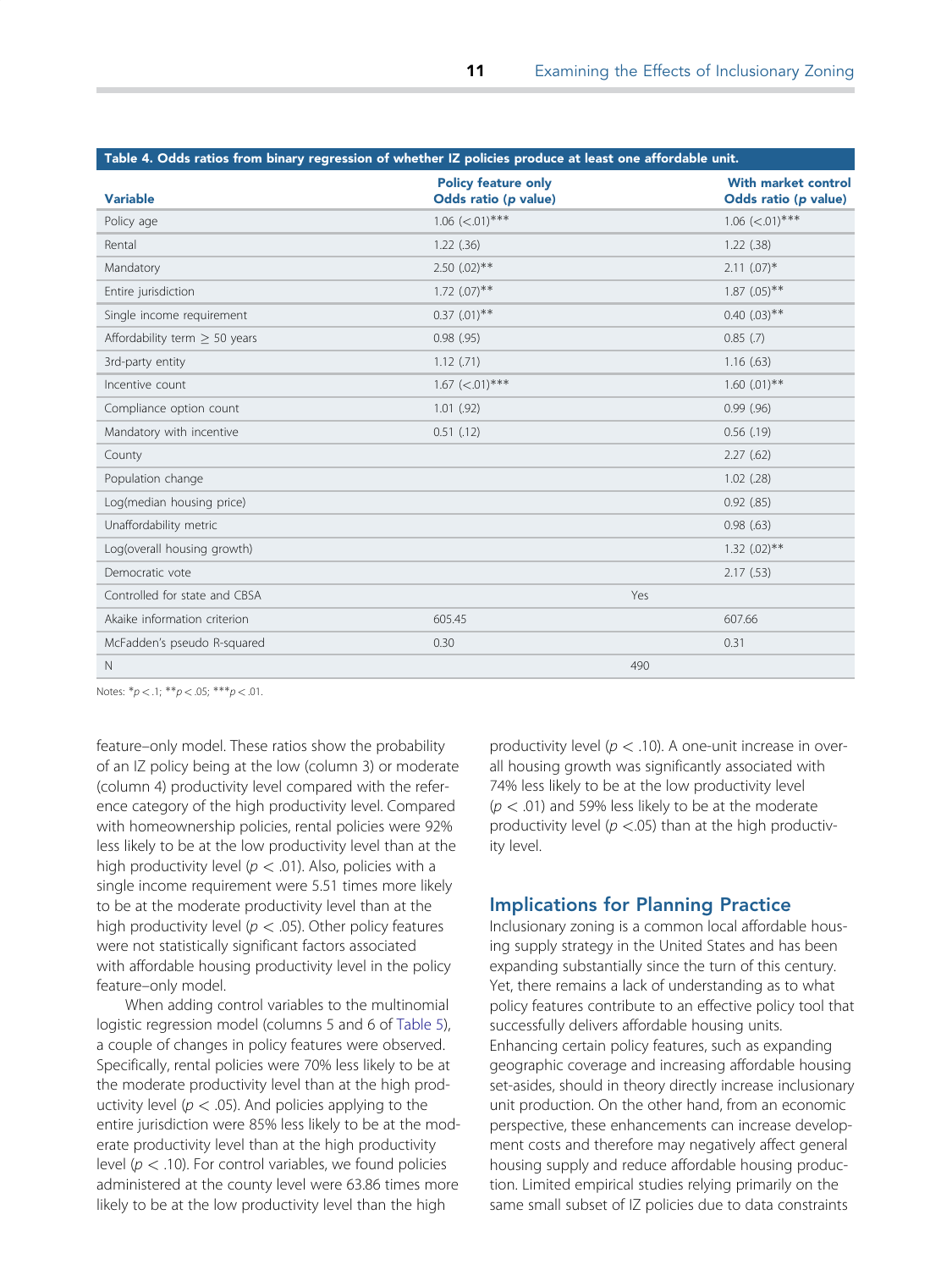**Table 4. Odds ratios from binary regression of whether IZ policies produce at least one affordable unit.**

| Variable | Policy feature only Odds ratio (*p* value) | With market control Odds ratio (*p* value) |
|---|---|---|
| Policy age | 1.06 (<.01)*** | 1.06 (<.01)*** |
| Rental | 1.22 (.36) | 1.22 (.38) |
| Mandatory | 2.50 (.02)** | 2.11 (.07)* |
| Entire jurisdiction | 1.72 (.07)** | 1.87 (.05)** |
| Single income requirement | 0.37 (.01)** | 0.40 (.03)** |
| Affordability term ≥ 50 years | 0.98 (.95) | 0.85 (.7) |
| 3rd-party entity | 1.12 (.71) | 1.16 (.63) |
| Incentive count | 1.67 (<.01)*** | 1.60 (.01)** |
| Compliance option count | 1.01 (.92) | 0.99 (.96) |
| Mandatory with incentive | 0.51 (.12) | 0.56 (.19) |
| County | | 2.27 (.62) |
| Population change | | 1.02 (.28) |
| Log(median housing price) | | 0.92 (.85) |
| Unaffordability metric | | 0.98 (.63) |
| Log(overall housing growth) | | 1.32 (.02)** |
| Democratic vote | | 2.17 (.53) |
| Controlled for state and CBSA | Yes | |
| Akaike information criterion | 605.45 | 607.66 |
| McFadden's pseudo R-squared | 0.30 | 0.31 |
| N | 490 | |

Notes: *$p < .1$; **$p < .05$; ***$p < .01$.

feature–only model. These ratios show the probability of an IZ policy being at the low (column 3) or moderate (column 4) productivity level compared with the reference category of the high productivity level. Compared with homeownership policies, rental policies were 92% less likely to be at the low productivity level than at the high productivity level ($p < .01$). Also, policies with a single income requirement were 5.51 times more likely to be at the moderate productivity level than at the high productivity level ($p < .05$). Other policy features were not statistically significant factors associated with affordable housing productivity level in the policy feature–only model.

When adding control variables to the multinomial logistic regression model (columns 5 and 6 of Table 5), a couple of changes in policy features were observed. Specifically, rental policies were 70% less likely to be at the moderate productivity level than at the high productivity level ($p < .05$). And policies applying to the entire jurisdiction were 85% less likely to be at the moderate productivity level than at the high productivity level ($p < .10$). For control variables, we found policies administered at the county level were 63.86 times more likely to be at the low productivity level than the high productivity level ($p < .10$). A one-unit increase in overall housing growth was significantly associated with 74% less likely to be at the low productivity level ($p < .01$) and 59% less likely to be at the moderate productivity level ($p < .05$) than at the high productivity level.

## Implications for Planning Practice

Inclusionary zoning is a common local affordable housing supply strategy in the United States and has been expanding substantially since the turn of this century. Yet, there remains a lack of understanding as to what policy features contribute to an effective policy tool that successfully delivers affordable housing units. Enhancing certain policy features, such as expanding geographic coverage and increasing affordable housing set-asides, should in theory directly increase inclusionary unit production. On the other hand, from an economic perspective, these enhancements can increase development costs and therefore may negatively affect general housing supply and reduce affordable housing production. Limited empirical studies relying primarily on the same small subset of IZ policies due to data constraints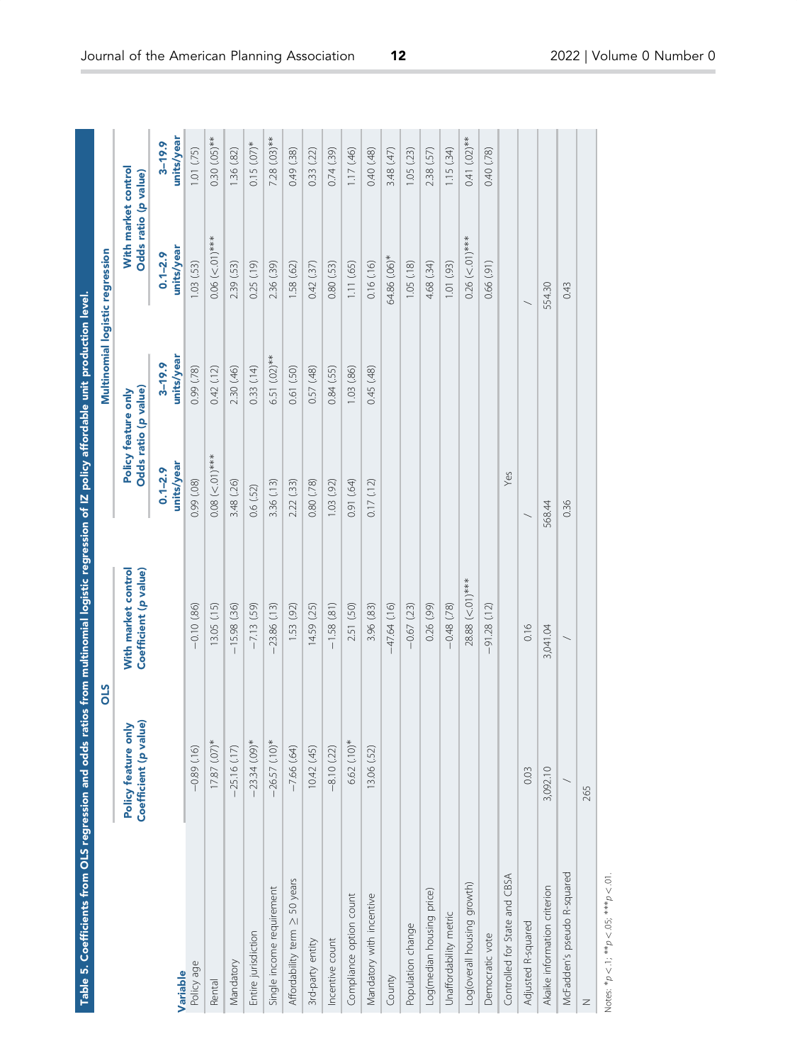**Table 5. Coefficients from OLS regression and odds ratios from multinomial logistic regression of IZ policy affordable unit production level.**

| Variable | OLS | | Multinomial logistic regression | | | |
|---|---|---|---|---|---|---|
| | Policy feature only Coefficient (p value) | With market control Coefficient (p value) | Policy feature only Odds ratio (p value) | | With market control Odds ratio (p value) | |
| | | | 0.1–2.9 units/year | 3–19.9 units/year | 0.1–2.9 units/year | 3–19.9 units/year |
| Policy age | −0.89 (.16) | −0.10 (.86) | 0.99 (.08) | 0.99 (.78) | 1.03 (.53) | 1.01 (.75) |
| Rental | 17.87 (.07)* | 13.05 (.15) | 0.08 (<.01)*** | 0.42 (.12) | 0.06 (<.01)*** | 0.30 (.05)** |
| Mandatory | −25.16 (.17) | −15.98 (.36) | 3.48 (.26) | 2.30 (.46) | 2.39 (.53) | 1.36 (.82) |
| Entire jurisdiction | −23.34 (.09)* | −7.13 (.59) | 0.6 (.52) | 0.33 (.14) | 0.25 (.19) | 0.15 (.07)* |
| Single income requirement | −26.57 (.10)* | −23.86 (.13) | 3.36 (.13) | 6.51 (.02)** | 2.36 (.39) | 7.28 (.03)** |
| Affordability term ≥ 50 years | −7.66 (.64) | 1.53 (.92) | 2.22 (.33) | 0.61 (.50) | 1.58 (.62) | 0.49 (.38) |
| 3rd-party entity | 10.42 (.45) | 14.59 (.25) | 0.80 (.78) | 0.57 (.48) | 0.42 (.37) | 0.33 (.22) |
| Incentive count | −8.10 (.22) | −1.58 (.81) | 1.03 (.92) | 0.84 (.55) | 0.80 (.53) | 0.74 (.39) |
| Compliance option count | 6.62 (.10)* | 2.51 (.50) | 0.91 (.64) | 1.03 (.86) | 1.11 (.65) | 1.17 (.46) |
| Mandatory with incentive | 13.06 (.52) | 3.96 (.83) | 0.17 (.12) | 0.45 (.48) | 0.16 (.16) | 0.40 (.48) |
| County | | −47.64 (.16) | | | 64.86 (.06)* | 3.48 (.47) |
| Population change | | −0.67 (.23) | | | 1.05 (.18) | 1.05 (.23) |
| Log(median housing price) | | 0.26 (.99) | | | 4.68 (.34) | 2.38 (.57) |
| Unaffordability metric | | −0.48 (.78) | | | 1.01 (.93) | 1.15 (.34) |
| Log(overall housing growth) | | 28.88 (<.01)*** | | | 0.26 (<.01)*** | 0.41 (.02)** |
| Democratic vote | | −91.28 (.12) | | | 0.66 (.91) | 0.40 (.78) |
| Controlled for State and CBSA | | | Yes | | | |
| Adjusted R-squared | 0.03 | 0.16 | / | | / | |
| Akaike information criterion | 3,092.10 | 3,041.04 | 568.44 | | 554.30 | |
| McFadden's pseudo R-squared | / | / | 0.36 | | 0.43 | |
| N | 265 | | | | | |

Notes: $^{*}p < .1$; $^{**}p < .05$; $^{***}p < .01$.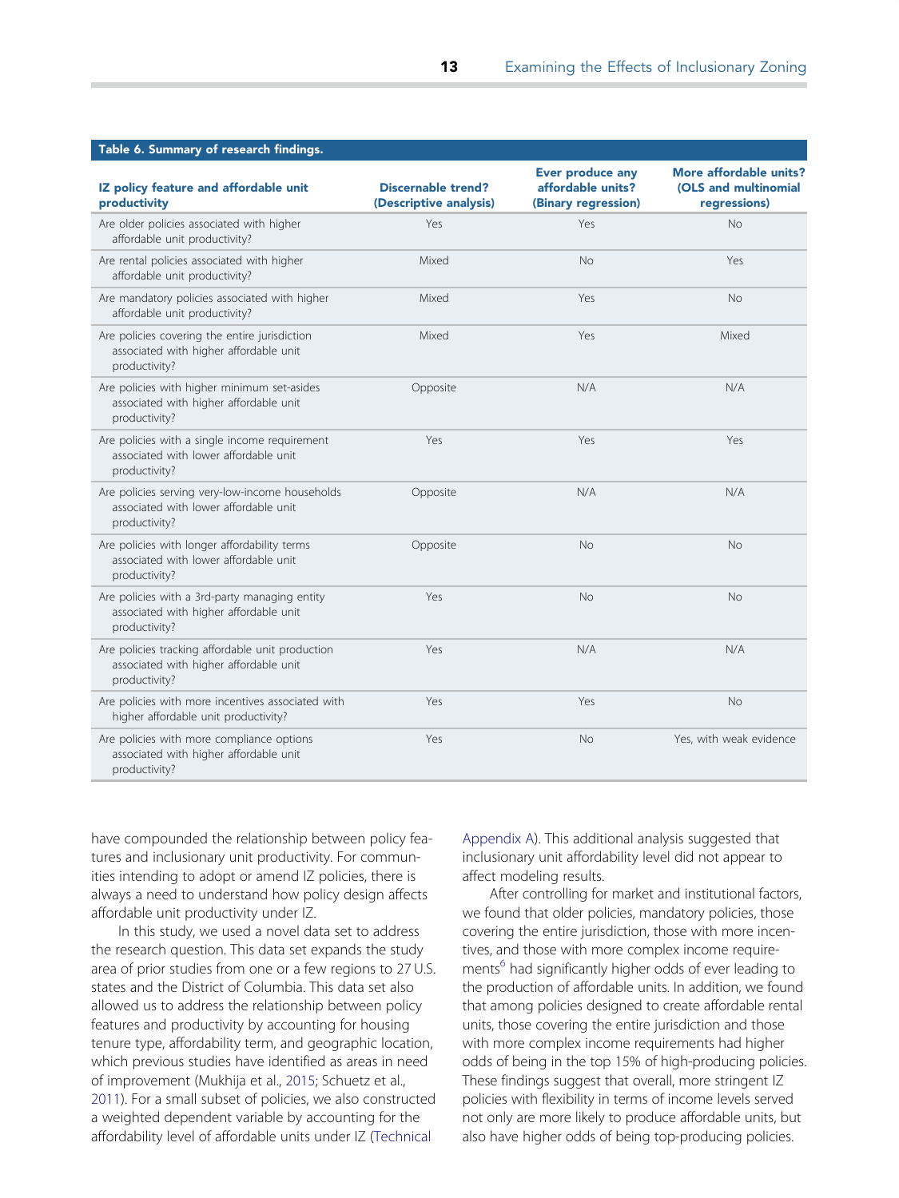**Table 6. Summary of research findings.**

| IZ policy feature and affordable unit productivity | Discernable trend? (Descriptive analysis) | Ever produce any affordable units? (Binary regression) | More affordable units? (OLS and multinomial regressions) |
|---|---|---|---|
| Are older policies associated with higher affordable unit productivity? | Yes | Yes | No |
| Are rental policies associated with higher affordable unit productivity? | Mixed | No | Yes |
| Are mandatory policies associated with higher affordable unit productivity? | Mixed | Yes | No |
| Are policies covering the entire jurisdiction associated with higher affordable unit productivity? | Mixed | Yes | Mixed |
| Are policies with higher minimum set-asides associated with higher affordable unit productivity? | Opposite | N/A | N/A |
| Are policies with a single income requirement associated with lower affordable unit productivity? | Yes | Yes | Yes |
| Are policies serving very-low-income households associated with lower affordable unit productivity? | Opposite | N/A | N/A |
| Are policies with longer affordability terms associated with lower affordable unit productivity? | Opposite | No | No |
| Are policies with a 3rd-party managing entity associated with higher affordable unit productivity? | Yes | No | No |
| Are policies tracking affordable unit production associated with higher affordable unit productivity? | Yes | N/A | N/A |
| Are policies with more incentives associated with higher affordable unit productivity? | Yes | Yes | No |
| Are policies with more compliance options associated with higher affordable unit productivity? | Yes | No | Yes, with weak evidence |

have compounded the relationship between policy features and inclusionary unit productivity. For communities intending to adopt or amend IZ policies, there is always a need to understand how policy design affects affordable unit productivity under IZ.

In this study, we used a novel data set to address the research question. This data set expands the study area of prior studies from one or a few regions to 27 U.S. states and the District of Columbia. This data set also allowed us to address the relationship between policy features and productivity by accounting for housing tenure type, affordability term, and geographic location, which previous studies have identified as areas in need of improvement (Mukhija et al., 2015; Schuetz et al., 2011). For a small subset of policies, we also constructed a weighted dependent variable by accounting for the affordability level of affordable units under IZ (Technical Appendix A). This additional analysis suggested that inclusionary unit affordability level did not appear to affect modeling results.

After controlling for market and institutional factors, we found that older policies, mandatory policies, those covering the entire jurisdiction, those with more incentives, and those with more complex income requirements[6] had significantly higher odds of ever leading to the production of affordable units. In addition, we found that among policies designed to create affordable rental units, those covering the entire jurisdiction and those with more complex income requirements had higher odds of being in the top 15% of high-producing policies. These findings suggest that overall, more stringent IZ policies with flexibility in terms of income levels served not only are more likely to produce affordable units, but also have higher odds of being top-producing policies.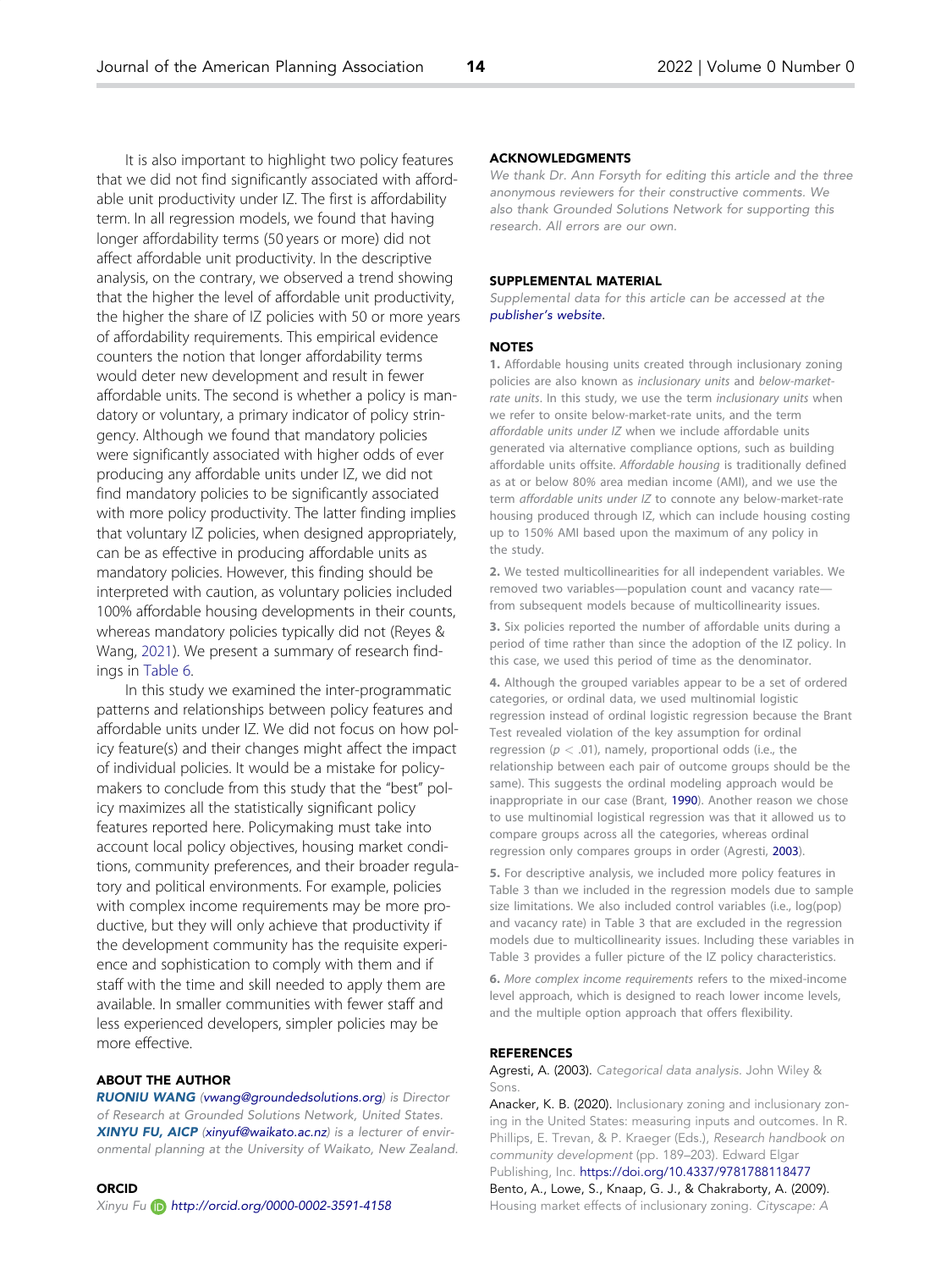It is also important to highlight two policy features that we did not find significantly associated with affordable unit productivity under IZ. The first is affordability term. In all regression models, we found that having longer affordability terms (50 years or more) did not affect affordable unit productivity. In the descriptive analysis, on the contrary, we observed a trend showing that the higher the level of affordable unit productivity, the higher the share of IZ policies with 50 or more years of affordability requirements. This empirical evidence counters the notion that longer affordability terms would deter new development and result in fewer affordable units. The second is whether a policy is mandatory or voluntary, a primary indicator of policy stringency. Although we found that mandatory policies were significantly associated with higher odds of ever producing any affordable units under IZ, we did not find mandatory policies to be significantly associated with more policy productivity. The latter finding implies that voluntary IZ policies, when designed appropriately, can be as effective in producing affordable units as mandatory policies. However, this finding should be interpreted with caution, as voluntary policies included 100% affordable housing developments in their counts, whereas mandatory policies typically did not (Reyes & Wang, 2021). We present a summary of research findings in Table 6.

In this study we examined the inter-programmatic patterns and relationships between policy features and affordable units under IZ. We did not focus on how policy feature(s) and their changes might affect the impact of individual policies. It would be a mistake for policymakers to conclude from this study that the "best" policy maximizes all the statistically significant policy features reported here. Policymaking must take into account local policy objectives, housing market conditions, community preferences, and their broader regulatory and political environments. For example, policies with complex income requirements may be more productive, but they will only achieve that productivity if the development community has the requisite experience and sophistication to comply with them and if staff with the time and skill needed to apply them are available. In smaller communities with fewer staff and less experienced developers, simpler policies may be more effective.

## ABOUT THE AUTHOR

***RUONIU WANG*** *(vwang@groundedsolutions.org) is Director of Research at Grounded Solutions Network, United States.* ***XINYU FU, AICP*** *(xinyuf@waikato.ac.nz) is a lecturer of environmental planning at the University of Waikato, New Zealand.*

## ORCID

*Xinyu Fu* *http://orcid.org/0000-0002-3591-4158*

## ACKNOWLEDGMENTS

*We thank Dr. Ann Forsyth for editing this article and the three anonymous reviewers for their constructive comments. We also thank Grounded Solutions Network for supporting this research. All errors are our own.*

## SUPPLEMENTAL MATERIAL

*Supplemental data for this article can be accessed at the publisher's website.*

## NOTES

**1.** Affordable housing units created through inclusionary zoning policies are also known as *inclusionary units* and *below-market-rate units*. In this study, we use the term *inclusionary units* when we refer to onsite below-market-rate units, and the term *affordable units under IZ* when we include affordable units generated via alternative compliance options, such as building affordable units offsite. *Affordable housing* is traditionally defined as at or below 80% area median income (AMI), and we use the term *affordable units under IZ* to connote any below-market-rate housing produced through IZ, which can include housing costing up to 150% AMI based upon the maximum of any policy in the study.

**2.** We tested multicollinearities for all independent variables. We removed two variables—population count and vacancy rate—from subsequent models because of multicollinearity issues.

**3.** Six policies reported the number of affordable units during a period of time rather than since the adoption of the IZ policy. In this case, we used this period of time as the denominator.

**4.** Although the grouped variables appear to be a set of ordered categories, or ordinal data, we used multinomial logistic regression instead of ordinal logistic regression because the Brant Test revealed violation of the key assumption for ordinal regression ($p < .01$), namely, proportional odds (i.e., the relationship between each pair of outcome groups should be the same). This suggests the ordinal modeling approach would be inappropriate in our case (Brant, 1990). Another reason we chose to use multinomial logistical regression was that it allowed us to compare groups across all the categories, whereas ordinal regression only compares groups in order (Agresti, 2003).

**5.** For descriptive analysis, we included more policy features in Table 3 than we included in the regression models due to sample size limitations. We also included control variables (i.e., log(pop) and vacancy rate) in Table 3 that are excluded in the regression models due to multicollinearity issues. Including these variables in Table 3 provides a fuller picture of the IZ policy characteristics.

**6.** *More complex income requirements* refers to the mixed-income level approach, which is designed to reach lower income levels, and the multiple option approach that offers flexibility.

## REFERENCES

Agresti, A. (2003). *Categorical data analysis*. John Wiley & Sons.

Anacker, K. B. (2020). Inclusionary zoning and inclusionary zoning in the United States: measuring inputs and outcomes. In R. Phillips, E. Trevan, & P. Kraeger (Eds.), *Research handbook on community development* (pp. 189–203). Edward Elgar Publishing, Inc. https://doi.org/10.4337/9781788118477

Bento, A., Lowe, S., Knaap, G. J., & Chakraborty, A. (2009). Housing market effects of inclusionary zoning. *Cityscape: A*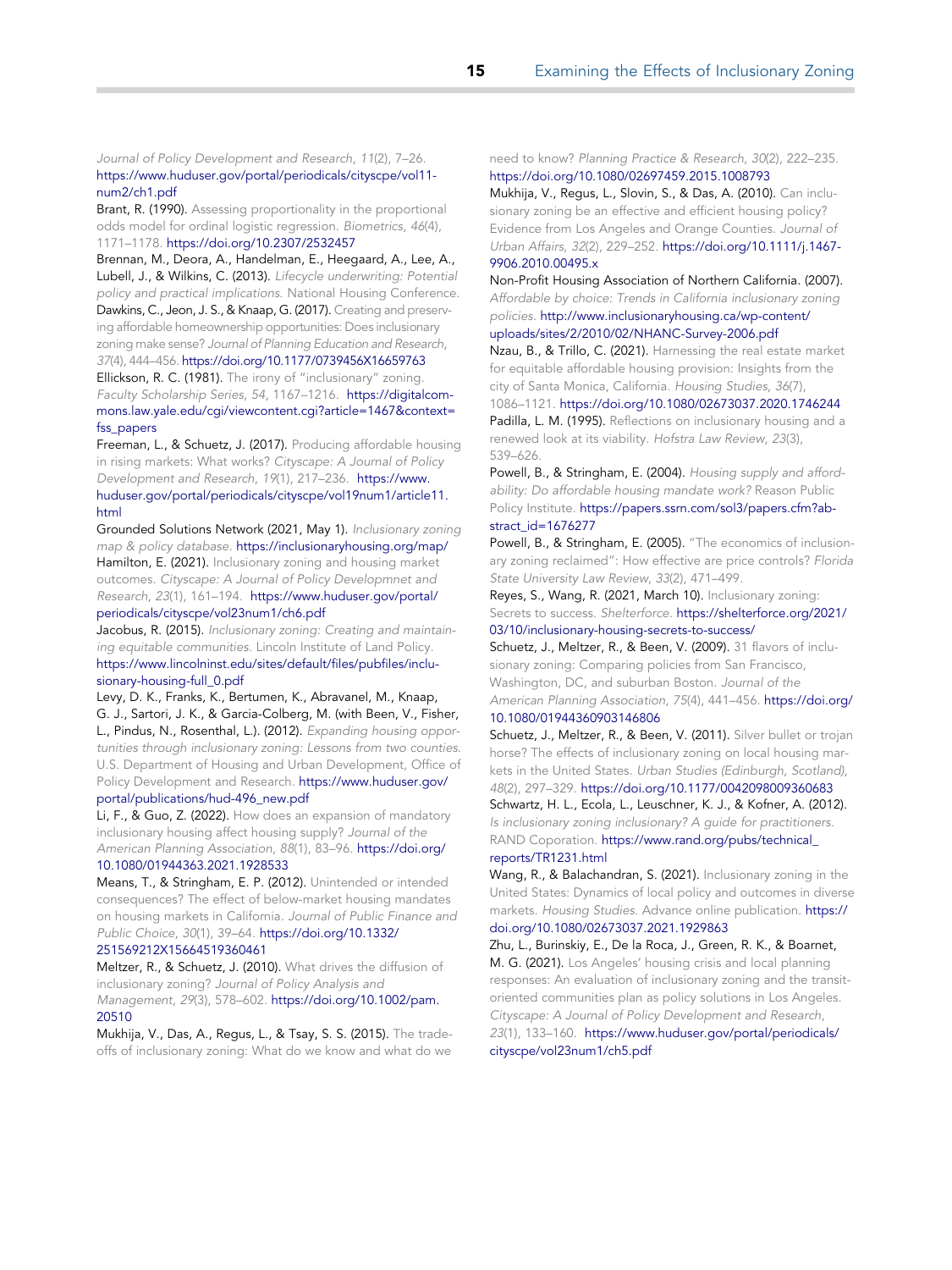*Journal of Policy Development and Research*, *11*(2), 7–26. https://www.huduser.gov/portal/periodicals/cityscpe/vol11-num2/ch1.pdf

Brant, R. (1990). Assessing proportionality in the proportional odds model for ordinal logistic regression. *Biometrics*, *46*(4), 1171–1178. https://doi.org/10.2307/2532457

Brennan, M., Deora, A., Handelman, E., Heegaard, A., Lee, A., Lubell, J., & Wilkins, C. (2013). *Lifecycle underwriting: Potential policy and practical implications*. National Housing Conference.

Dawkins, C., Jeon, J. S., & Knaap, G. (2017). Creating and preserving affordable homeownership opportunities: Does inclusionary zoning make sense? *Journal of Planning Education and Research*, *37*(4), 444–456. https://doi.org/10.1177/0739456X16659763

Ellickson, R. C. (1981). The irony of "inclusionary" zoning. *Faculty Scholarship Series*, *54*, 1167–1216. https://digitalcommons.law.yale.edu/cgi/viewcontent.cgi?article=1467&context=fss_papers

Freeman, L., & Schuetz, J. (2017). Producing affordable housing in rising markets: What works? *Cityscape: A Journal of Policy Development and Research*, *19*(1), 217–236. https://www.huduser.gov/portal/periodicals/cityscpe/vol19num1/article11.html

Grounded Solutions Network (2021, May 1). *Inclusionary zoning map & policy database*. https://inclusionaryhousing.org/map/

Hamilton, E. (2021). Inclusionary zoning and housing market outcomes. *Cityscape: A Journal of Policy Developmnet and Research*, *23*(1), 161–194. https://www.huduser.gov/portal/periodicals/cityscpe/vol23num1/ch6.pdf

Jacobus, R. (2015). *Inclusionary zoning: Creating and maintaining equitable communities*. Lincoln Institute of Land Policy. https://www.lincolninst.edu/sites/default/files/pubfiles/inclusionary-housing-full_0.pdf

Levy, D. K., Franks, K., Bertumen, K., Abravanel, M., Knaap, G. J., Sartori, J. K., & Garcia-Colberg, M. (with Been, V., Fisher, L., Pindus, N., Rosenthal, L.). (2012). *Expanding housing opportunities through inclusionary zoning: Lessons from two counties*. U.S. Department of Housing and Urban Development, Office of Policy Development and Research. https://www.huduser.gov/portal/publications/hud-496_new.pdf

Li, F., & Guo, Z. (2022). How does an expansion of mandatory inclusionary housing affect housing supply? *Journal of the American Planning Association*, *88*(1), 83–96. https://doi.org/10.1080/01944363.2021.1928533

Means, T., & Stringham, E. P. (2012). Unintended or intended consequences? The effect of below-market housing mandates on housing markets in California. *Journal of Public Finance and Public Choice*, *30*(1), 39–64. https://doi.org/10.1332/251569212X15664519360461

Meltzer, R., & Schuetz, J. (2010). What drives the diffusion of inclusionary zoning? *Journal of Policy Analysis and Management*, *29*(3), 578–602. https://doi.org/10.1002/pam.20510

Mukhija, V., Das, A., Regus, L., & Tsay, S. S. (2015). The tradeoffs of inclusionary zoning: What do we know and what do we need to know? *Planning Practice & Research*, *30*(2), 222–235. https://doi.org/10.1080/02697459.2015.1008793

Mukhija, V., Regus, L., Slovin, S., & Das, A. (2010). Can inclusionary zoning be an effective and efficient housing policy? Evidence from Los Angeles and Orange Counties. *Journal of Urban Affairs*, *32*(2), 229–252. https://doi.org/10.1111/j.1467-9906.2010.00495.x

Non-Profit Housing Association of Northern California. (2007). *Affordable by choice: Trends in California inclusionary zoning policies*. http://www.inclusionaryhousing.ca/wp-content/uploads/sites/2/2010/02/NHANC-Survey-2006.pdf

Nzau, B., & Trillo, C. (2021). Harnessing the real estate market for equitable affordable housing provision: Insights from the city of Santa Monica, California. *Housing Studies*, *36*(7), 1086–1121. https://doi.org/10.1080/02673037.2020.1746244

Padilla, L. M. (1995). Reflections on inclusionary housing and a renewed look at its viability. *Hofstra Law Review*, *23*(3), 539–626.

Powell, B., & Stringham, E. (2004). *Housing supply and affordability: Do affordable housing mandate work?* Reason Public Policy Institute. https://papers.ssrn.com/sol3/papers.cfm?abstract_id=1676277

Powell, B., & Stringham, E. (2005). "The economics of inclusionary zoning reclaimed": How effective are price controls? *Florida State University Law Review*, *33*(2), 471–499.

Reyes, S., Wang, R. (2021, March 10). Inclusionary zoning: Secrets to success. *Shelterforce*. https://shelterforce.org/2021/03/10/inclusionary-housing-secrets-to-success/

Schuetz, J., Meltzer, R., & Been, V. (2009). 31 flavors of inclusionary zoning: Comparing policies from San Francisco, Washington, DC, and suburban Boston. *Journal of the American Planning Association*, *75*(4), 441–456. https://doi.org/10.1080/01944360903146806

Schuetz, J., Meltzer, R., & Been, V. (2011). Silver bullet or trojan horse? The effects of inclusionary zoning on local housing markets in the United States. *Urban Studies (Edinburgh, Scotland)*, *48*(2), 297–329. https://doi.org/10.1177/0042098009360683

Schwartz, H. L., Ecola, L., Leuschner, K. J., & Kofner, A. (2012). *Is inclusionary zoning inclusionary? A guide for practitioners*. RAND Coporation. https://www.rand.org/pubs/technical_reports/TR1231.html

Wang, R., & Balachandran, S. (2021). Inclusionary zoning in the United States: Dynamics of local policy and outcomes in diverse markets. *Housing Studies*. Advance online publication. https://doi.org/10.1080/02673037.2021.1929863

Zhu, L., Burinskiy, E., De la Roca, J., Green, R. K., & Boarnet, M. G. (2021). Los Angeles' housing crisis and local planning responses: An evaluation of inclusionary zoning and the transit-oriented communities plan as policy solutions in Los Angeles. *Cityscape: A Journal of Policy Development and Research*, *23*(1), 133–160. https://www.huduser.gov/portal/periodicals/cityscpe/vol23num1/ch5.pdf